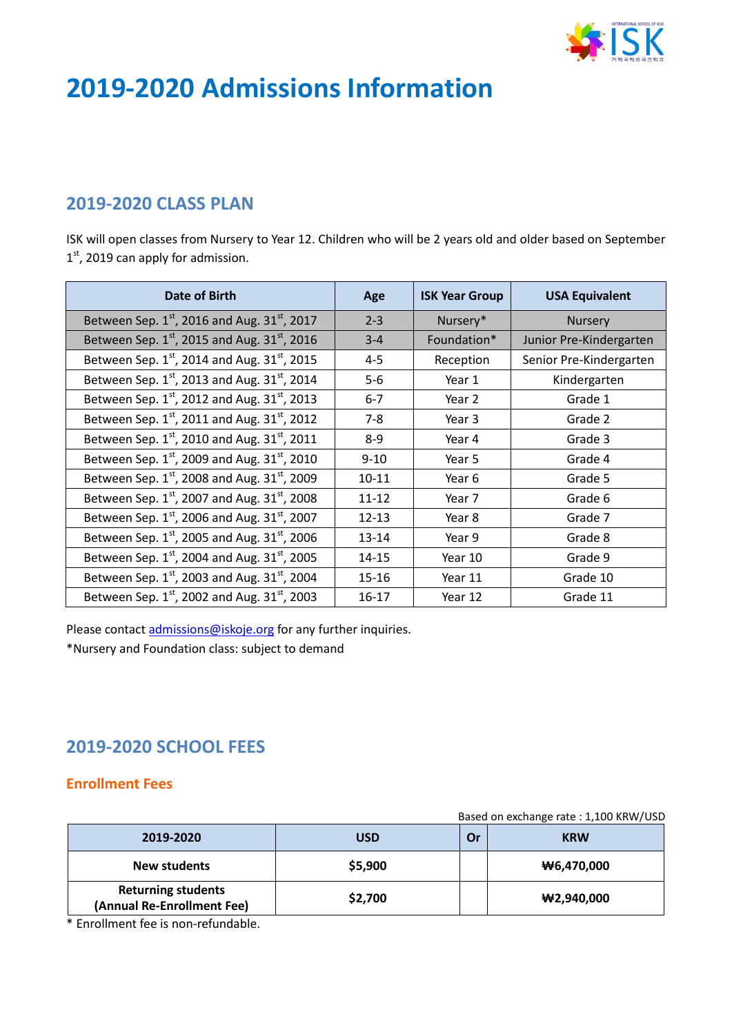# 2019-2020 Admissions Information

## 2019-2020 CLASS PLAN

ISK will open classes from Nursery to Year 12. Children who will be 2 years old and older based on September 1st, 2019 can apply for admission.

| Date of Birth | Age | ISK Year Group | USA Equivalent |
|---|---|---|---|
| Between Sep. 1st, 2016 and Aug. 31st, 2017 | 2-3 | Nursery* | Nursery |
| Between Sep. 1st, 2015 and Aug. 31st, 2016 | 3-4 | Foundation* | Junior Pre-Kindergarten |
| Between Sep. 1st, 2014 and Aug. 31st, 2015 | 4-5 | Reception | Senior Pre-Kindergarten |
| Between Sep. 1st, 2013 and Aug. 31st, 2014 | 5-6 | Year 1 | Kindergarten |
| Between Sep. 1st, 2012 and Aug. 31st, 2013 | 6-7 | Year 2 | Grade 1 |
| Between Sep. 1st, 2011 and Aug. 31st, 2012 | 7-8 | Year 3 | Grade 2 |
| Between Sep. 1st, 2010 and Aug. 31st, 2011 | 8-9 | Year 4 | Grade 3 |
| Between Sep. 1st, 2009 and Aug. 31st, 2010 | 9-10 | Year 5 | Grade 4 |
| Between Sep. 1st, 2008 and Aug. 31st, 2009 | 10-11 | Year 6 | Grade 5 |
| Between Sep. 1st, 2007 and Aug. 31st, 2008 | 11-12 | Year 7 | Grade 6 |
| Between Sep. 1st, 2006 and Aug. 31st, 2007 | 12-13 | Year 8 | Grade 7 |
| Between Sep. 1st, 2005 and Aug. 31st, 2006 | 13-14 | Year 9 | Grade 8 |
| Between Sep. 1st, 2004 and Aug. 31st, 2005 | 14-15 | Year 10 | Grade 9 |
| Between Sep. 1st, 2003 and Aug. 31st, 2004 | 15-16 | Year 11 | Grade 10 |
| Between Sep. 1st, 2002 and Aug. 31st, 2003 | 16-17 | Year 12 | Grade 11 |

Please contact admissions@iskoje.org for any further inquiries.

*Nursery and Foundation class: subject to demand

## 2019-2020 SCHOOL FEES

### Enrollment Fees

Based on exchange rate : 1,100 KRW/USD

| 2019-2020 | USD | Or | KRW |
|---|---|---|---|
| **New students** | **$5,900** | | **₩6,470,000** |
| **Returning students (Annual Re-Enrollment Fee)** | **$2,700** | | **₩2,940,000** |

* Enrollment fee is non-refundable.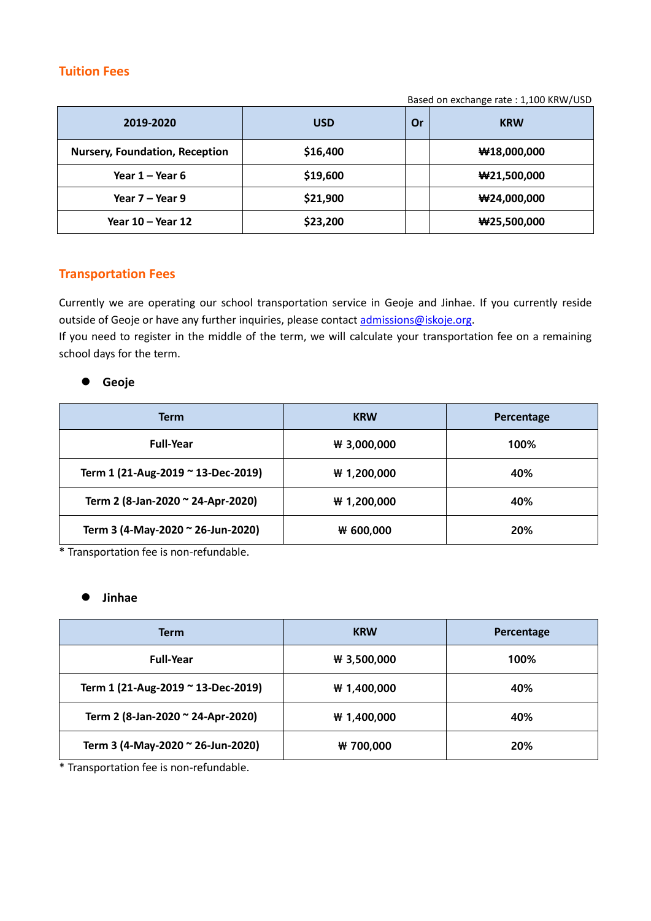## Tuition Fees

Based on exchange rate : 1,100 KRW/USD

| 2019-2020 | USD | Or | KRW |
|---|---|---|---|
| Nursery, Foundation, Reception | $16,400 | | ₩18,000,000 |
| Year 1 – Year 6 | $19,600 | | ₩21,500,000 |
| Year 7 – Year 9 | $21,900 | | ₩24,000,000 |
| Year 10 – Year 12 | $23,200 | | ₩25,500,000 |

## Transportation Fees

Currently we are operating our school transportation service in Geoje and Jinhae. If you currently reside outside of Geoje or have any further inquiries, please contact admissions@iskoje.org.
If you need to register in the middle of the term, we will calculate your transportation fee on a remaining school days for the term.

- **Geoje**

| Term | KRW | Percentage |
|---|---|---|
| Full-Year | ₩ 3,000,000 | 100% |
| Term 1 (21-Aug-2019 ~ 13-Dec-2019) | ₩ 1,200,000 | 40% |
| Term 2 (8-Jan-2020 ~ 24-Apr-2020) | ₩ 1,200,000 | 40% |
| Term 3 (4-May-2020 ~ 26-Jun-2020) | ₩ 600,000 | 20% |

* Transportation fee is non-refundable.

- **Jinhae**

| Term | KRW | Percentage |
|---|---|---|
| Full-Year | ₩ 3,500,000 | 100% |
| Term 1 (21-Aug-2019 ~ 13-Dec-2019) | ₩ 1,400,000 | 40% |
| Term 2 (8-Jan-2020 ~ 24-Apr-2020) | ₩ 1,400,000 | 40% |
| Term 3 (4-May-2020 ~ 26-Jun-2020) | ₩ 700,000 | 20% |

* Transportation fee is non-refundable.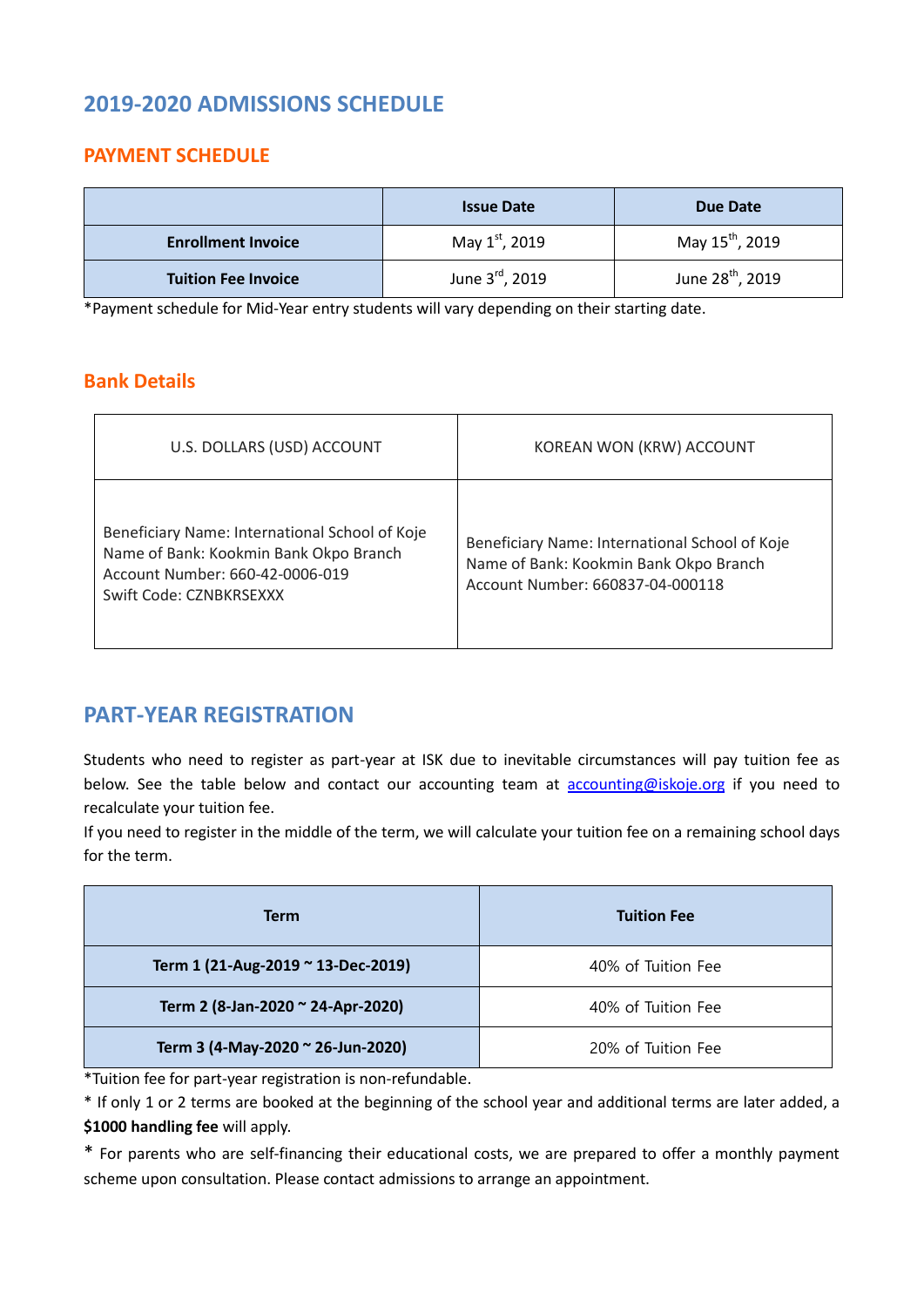# 2019-2020 ADMISSIONS SCHEDULE

## PAYMENT SCHEDULE

| | Issue Date | Due Date |
|---|---|---|
| **Enrollment Invoice** | May 1st, 2019 | May 15th, 2019 |
| **Tuition Fee Invoice** | June 3rd, 2019 | June 28th, 2019 |

*Payment schedule for Mid-Year entry students will vary depending on their starting date.

## Bank Details

| U.S. DOLLARS (USD) ACCOUNT | KOREAN WON (KRW) ACCOUNT |
|---|---|
| Beneficiary Name: International School of Koje<br>Name of Bank: Kookmin Bank Okpo Branch<br>Account Number: 660-42-0006-019<br>Swift Code: CZNBKRSEXXX | Beneficiary Name: International School of Koje<br>Name of Bank: Kookmin Bank Okpo Branch<br>Account Number: 660837-04-000118 |

# PART-YEAR REGISTRATION

Students who need to register as part-year at ISK due to inevitable circumstances will pay tuition fee as below. See the table below and contact our accounting team at accounting@iskoje.org if you need to recalculate your tuition fee.

If you need to register in the middle of the term, we will calculate your tuition fee on a remaining school days for the term.

| Term | Tuition Fee |
|---|---|
| **Term 1 (21-Aug-2019 ~ 13-Dec-2019)** | 40% of Tuition Fee |
| **Term 2 (8-Jan-2020 ~ 24-Apr-2020)** | 40% of Tuition Fee |
| **Term 3 (4-May-2020 ~ 26-Jun-2020)** | 20% of Tuition Fee |

*Tuition fee for part-year registration is non-refundable.

* If only 1 or 2 terms are booked at the beginning of the school year and additional terms are later added, a **$1000 handling fee** will apply.

* For parents who are self-financing their educational costs, we are prepared to offer a monthly payment scheme upon consultation. Please contact admissions to arrange an appointment.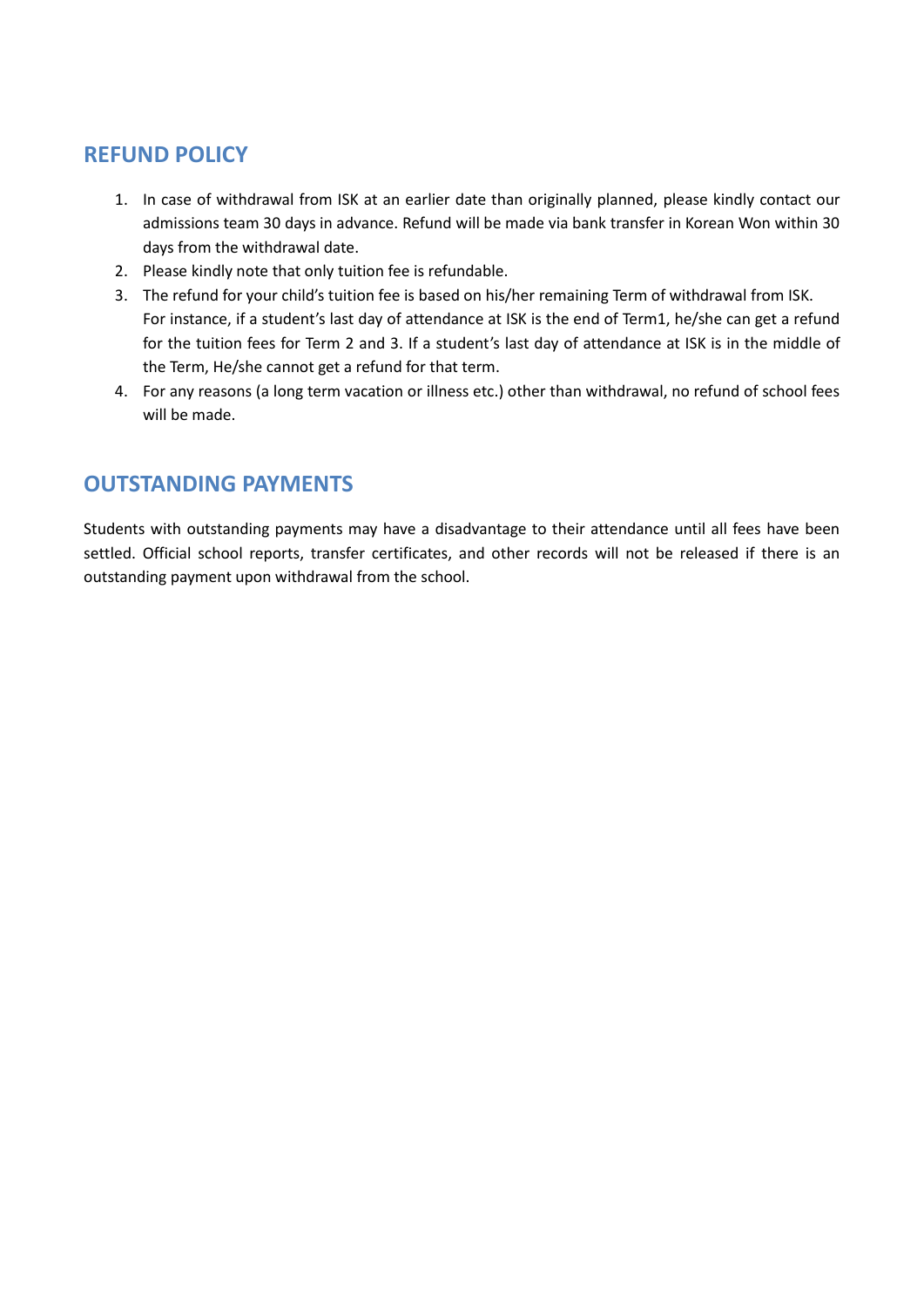## REFUND POLICY

1. In case of withdrawal from ISK at an earlier date than originally planned, please kindly contact our admissions team 30 days in advance. Refund will be made via bank transfer in Korean Won within 30 days from the withdrawal date.
2. Please kindly note that only tuition fee is refundable.
3. The refund for your child's tuition fee is based on his/her remaining Term of withdrawal from ISK. For instance, if a student's last day of attendance at ISK is the end of Term1, he/she can get a refund for the tuition fees for Term 2 and 3. If a student's last day of attendance at ISK is in the middle of the Term, He/she cannot get a refund for that term.
4. For any reasons (a long term vacation or illness etc.) other than withdrawal, no refund of school fees will be made.

## OUTSTANDING PAYMENTS

Students with outstanding payments may have a disadvantage to their attendance until all fees have been settled. Official school reports, transfer certificates, and other records will not be released if there is an outstanding payment upon withdrawal from the school.